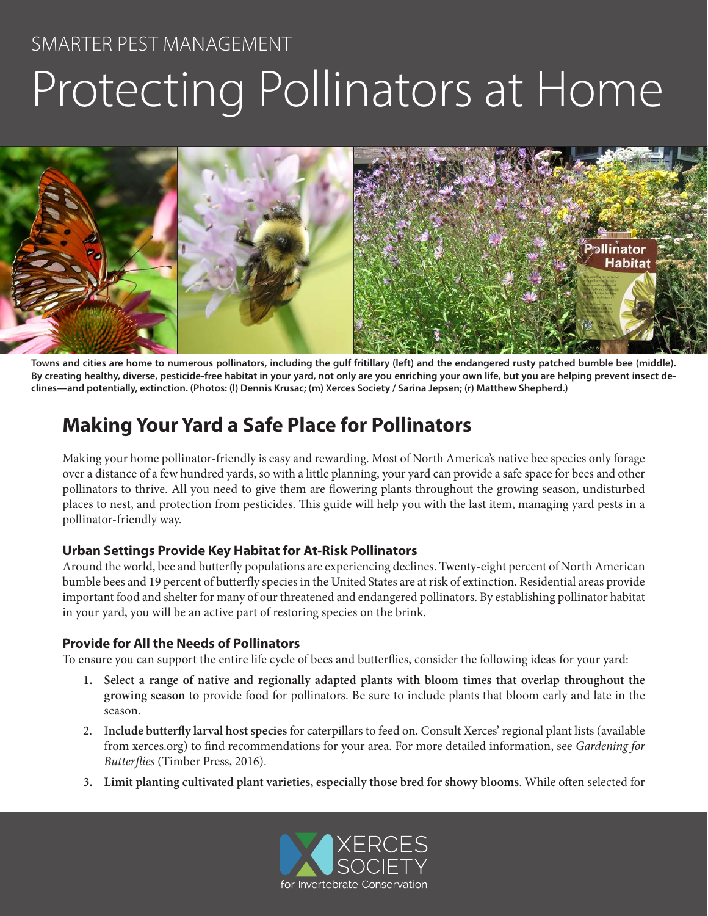SMARTER PEST MANAGEMENT

# Protecting Pollinators at Home

**Towns and cities are home to numerous pollinators, including the gulf fritillary (left) and the endangered rusty patched bumble bee (middle). By creating healthy, diverse, pesticide-free habitat in your yard, not only are you enriching your own life, but you are helping prevent insect declines—and potentially, extinction. (Photos: (l) Dennis Krusac; (m) Xerces Society / Sarina Jepsen; (r) Matthew Shepherd.)**

## Making Your Yard a Safe Place for Pollinators

Making your home pollinator-friendly is easy and rewarding. Most of North America's native bee species only forage over a distance of a few hundred yards, so with a little planning, your yard can provide a safe space for bees and other pollinators to thrive. All you need to give them are flowering plants throughout the growing season, undisturbed places to nest, and protection from pesticides. This guide will help you with the last item, managing yard pests in a pollinator-friendly way.

### Urban Settings Provide Key Habitat for At-Risk Pollinators

Around the world, bee and butterfly populations are experiencing declines. Twenty-eight percent of North American bumble bees and 19 percent of butterfly species in the United States are at risk of extinction. Residential areas provide important food and shelter for many of our threatened and endangered pollinators. By establishing pollinator habitat in your yard, you will be an active part of restoring species on the brink.

### Provide for All the Needs of Pollinators

To ensure you can support the entire life cycle of bees and butterflies, consider the following ideas for your yard:

1. **Select a range of native and regionally adapted plants with bloom times that overlap throughout the growing season** to provide food for pollinators. Be sure to include plants that bloom early and late in the season.
2. **Include butterfly larval host species** for caterpillars to feed on. Consult Xerces' regional plant lists (available from xerces.org) to find recommendations for your area. For more detailed information, see *Gardening for Butterflies* (Timber Press, 2016).
3. **Limit planting cultivated plant varieties, especially those bred for showy blooms**. While often selected for

XERCES SOCIETY for Invertebrate Conservation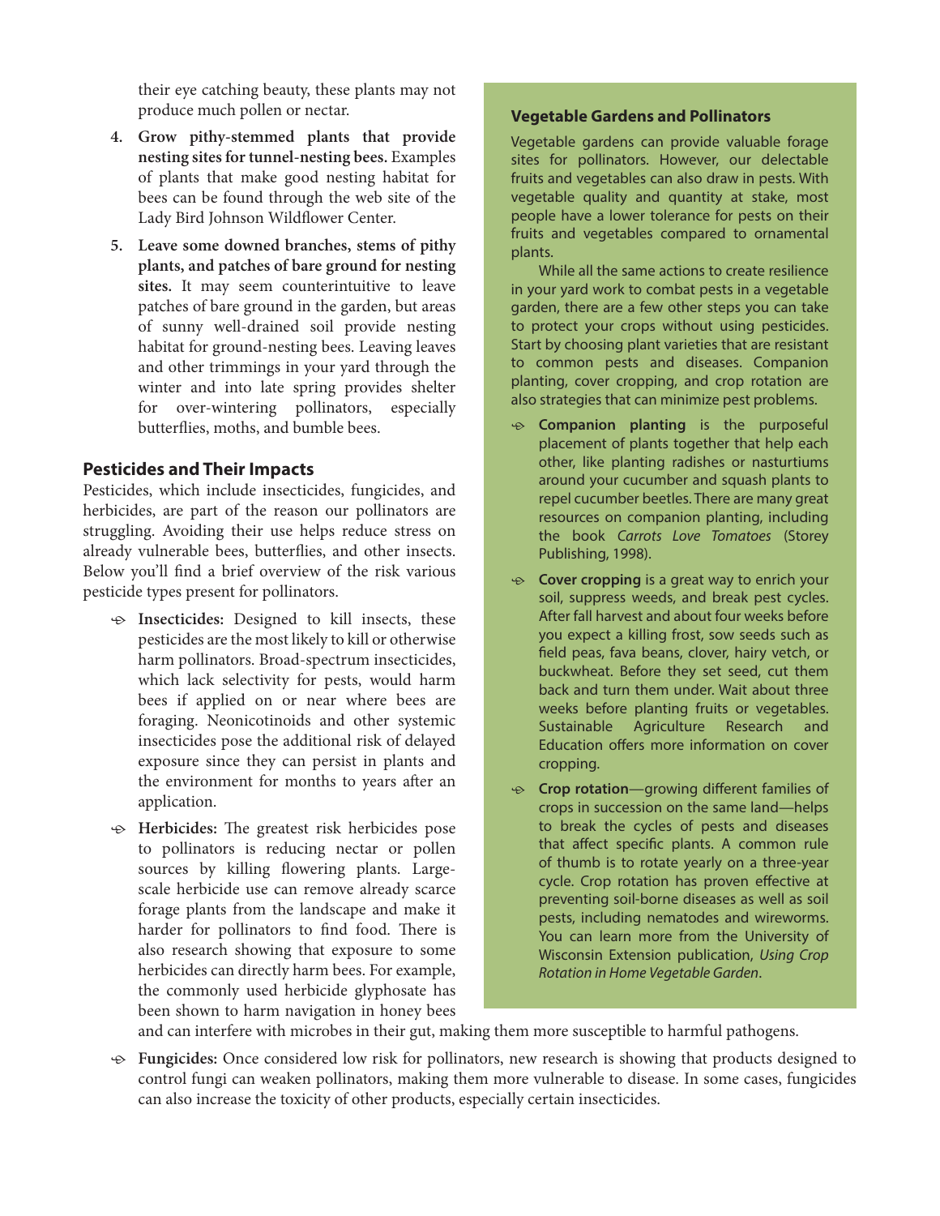their eye catching beauty, these plants may not produce much pollen or nectar.

4. **Grow pithy-stemmed plants that provide nesting sites for tunnel-nesting bees.** Examples of plants that make good nesting habitat for bees can be found through the web site of the Lady Bird Johnson Wildflower Center.
5. **Leave some downed branches, stems of pithy plants, and patches of bare ground for nesting sites.** It may seem counterintuitive to leave patches of bare ground in the garden, but areas of sunny well-drained soil provide nesting habitat for ground-nesting bees. Leaving leaves and other trimmings in your yard through the winter and into late spring provides shelter for over-wintering pollinators, especially butterflies, moths, and bumble bees.

## Pesticides and Their Impacts

Pesticides, which include insecticides, fungicides, and herbicides, are part of the reason our pollinators are struggling. Avoiding their use helps reduce stress on already vulnerable bees, butterflies, and other insects. Below you'll find a brief overview of the risk various pesticide types present for pollinators.

- **Insecticides:** Designed to kill insects, these pesticides are the most likely to kill or otherwise harm pollinators. Broad-spectrum insecticides, which lack selectivity for pests, would harm bees if applied on or near where bees are foraging. Neonicotinoids and other systemic insecticides pose the additional risk of delayed exposure since they can persist in plants and the environment for months to years after an application.
- **Herbicides:** The greatest risk herbicides pose to pollinators is reducing nectar or pollen sources by killing flowering plants. Large-scale herbicide use can remove already scarce forage plants from the landscape and make it harder for pollinators to find food. There is also research showing that exposure to some herbicides can directly harm bees. For example, the commonly used herbicide glyphosate has been shown to harm navigation in honey bees and can interfere with microbes in their gut, making them more susceptible to harmful pathogens.
- **Fungicides:** Once considered low risk for pollinators, new research is showing that products designed to control fungi can weaken pollinators, making them more vulnerable to disease. In some cases, fungicides can also increase the toxicity of other products, especially certain insecticides.

### Vegetable Gardens and Pollinators

Vegetable gardens can provide valuable forage sites for pollinators. However, our delectable fruits and vegetables can also draw in pests. With vegetable quality and quantity at stake, most people have a lower tolerance for pests on their fruits and vegetables compared to ornamental plants.

While all the same actions to create resilience in your yard work to combat pests in a vegetable garden, there are a few other steps you can take to protect your crops without using pesticides. Start by choosing plant varieties that are resistant to common pests and diseases. Companion planting, cover cropping, and crop rotation are also strategies that can minimize pest problems.

- **Companion planting** is the purposeful placement of plants together that help each other, like planting radishes or nasturtiums around your cucumber and squash plants to repel cucumber beetles. There are many great resources on companion planting, including the book *Carrots Love Tomatoes* (Storey Publishing, 1998).
- **Cover cropping** is a great way to enrich your soil, suppress weeds, and break pest cycles. After fall harvest and about four weeks before you expect a killing frost, sow seeds such as field peas, fava beans, clover, hairy vetch, or buckwheat. Before they set seed, cut them back and turn them under. Wait about three weeks before planting fruits or vegetables. Sustainable Agriculture Research and Education offers more information on cover cropping.
- **Crop rotation**—growing different families of crops in succession on the same land—helps to break the cycles of pests and diseases that affect specific plants. A common rule of thumb is to rotate yearly on a three-year cycle. Crop rotation has proven effective at preventing soil-borne diseases as well as soil pests, including nematodes and wireworms. You can learn more from the University of Wisconsin Extension publication, *Using Crop Rotation in Home Vegetable Garden*.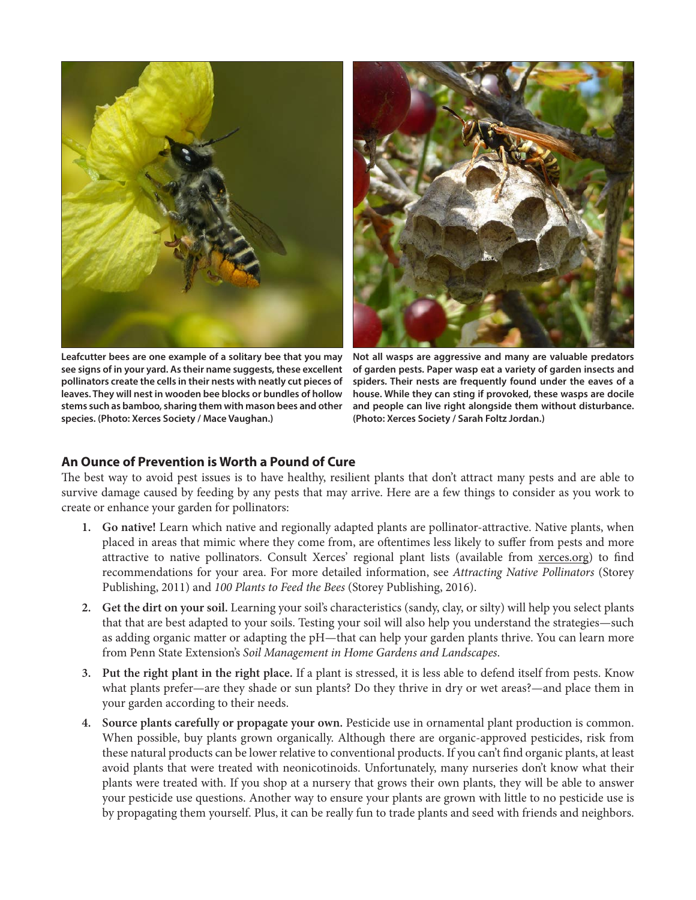Leafcutter bees are one example of a solitary bee that you may see signs of in your yard. As their name suggests, these excellent pollinators create the cells in their nests with neatly cut pieces of leaves. They will nest in wooden bee blocks or bundles of hollow stems such as bamboo, sharing them with mason bees and other species. (Photo: Xerces Society / Mace Vaughan.)

Not all wasps are aggressive and many are valuable predators of garden pests. Paper wasp eat a variety of garden insects and spiders. Their nests are frequently found under the eaves of a house. While they can sting if provoked, these wasps are docile and people can live right alongside them without disturbance. (Photo: Xerces Society / Sarah Foltz Jordan.)

## An Ounce of Prevention is Worth a Pound of Cure

The best way to avoid pest issues is to have healthy, resilient plants that don't attract many pests and are able to survive damage caused by feeding by any pests that may arrive. Here are a few things to consider as you work to create or enhance your garden for pollinators:

1. **Go native!** Learn which native and regionally adapted plants are pollinator-attractive. Native plants, when placed in areas that mimic where they come from, are oftentimes less likely to suffer from pests and more attractive to native pollinators. Consult Xerces' regional plant lists (available from xerces.org) to find recommendations for your area. For more detailed information, see *Attracting Native Pollinators* (Storey Publishing, 2011) and *100 Plants to Feed the Bees* (Storey Publishing, 2016).
2. **Get the dirt on your soil.** Learning your soil's characteristics (sandy, clay, or silty) will help you select plants that that are best adapted to your soils. Testing your soil will also help you understand the strategies—such as adding organic matter or adapting the pH—that can help your garden plants thrive. You can learn more from Penn State Extension's *Soil Management in Home Gardens and Landscapes*.
3. **Put the right plant in the right place.** If a plant is stressed, it is less able to defend itself from pests. Know what plants prefer—are they shade or sun plants? Do they thrive in dry or wet areas?—and place them in your garden according to their needs.
4. **Source plants carefully or propagate your own.** Pesticide use in ornamental plant production is common. When possible, buy plants grown organically. Although there are organic-approved pesticides, risk from these natural products can be lower relative to conventional products. If you can't find organic plants, at least avoid plants that were treated with neonicotinoids. Unfortunately, many nurseries don't know what their plants were treated with. If you shop at a nursery that grows their own plants, they will be able to answer your pesticide use questions. Another way to ensure your plants are grown with little to no pesticide use is by propagating them yourself. Plus, it can be really fun to trade plants and seed with friends and neighbors.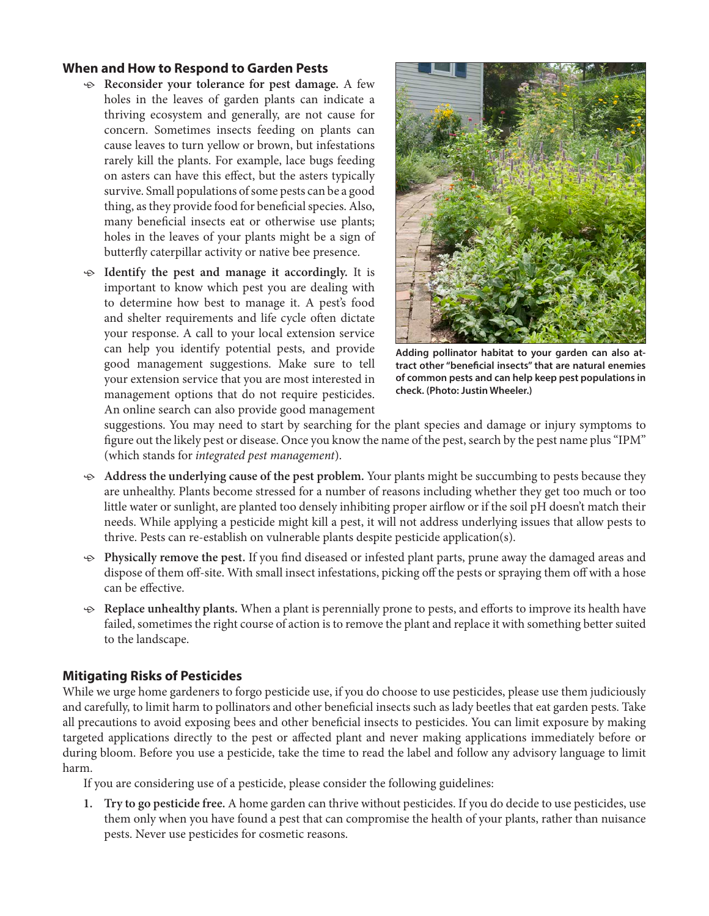## When and How to Respond to Garden Pests

- **Reconsider your tolerance for pest damage.** A few holes in the leaves of garden plants can indicate a thriving ecosystem and generally, are not cause for concern. Sometimes insects feeding on plants can cause leaves to turn yellow or brown, but infestations rarely kill the plants. For example, lace bugs feeding on asters can have this effect, but the asters typically survive. Small populations of some pests can be a good thing, as they provide food for beneficial species. Also, many beneficial insects eat or otherwise use plants; holes in the leaves of your plants might be a sign of butterfly caterpillar activity or native bee presence.
- **Identify the pest and manage it accordingly.** It is important to know which pest you are dealing with to determine how best to manage it. A pest's food and shelter requirements and life cycle often dictate your response. A call to your local extension service can help you identify potential pests, and provide good management suggestions. Make sure to tell your extension service that you are most interested in management options that do not require pesticides. An online search can also provide good management suggestions. You may need to start by searching for the plant species and damage or injury symptoms to figure out the likely pest or disease. Once you know the name of the pest, search by the pest name plus "IPM" (which stands for *integrated pest management*).
- **Address the underlying cause of the pest problem.** Your plants might be succumbing to pests because they are unhealthy. Plants become stressed for a number of reasons including whether they get too much or too little water or sunlight, are planted too densely inhibiting proper airflow or if the soil pH doesn't match their needs. While applying a pesticide might kill a pest, it will not address underlying issues that allow pests to thrive. Pests can re-establish on vulnerable plants despite pesticide application(s).
- **Physically remove the pest.** If you find diseased or infested plant parts, prune away the damaged areas and dispose of them off-site. With small insect infestations, picking off the pests or spraying them off with a hose can be effective.
- **Replace unhealthy plants.** When a plant is perennially prone to pests, and efforts to improve its health have failed, sometimes the right course of action is to remove the plant and replace it with something better suited to the landscape.

**Adding pollinator habitat to your garden can also attract other "beneficial insects" that are natural enemies of common pests and can help keep pest populations in check. (Photo: Justin Wheeler.)**

## Mitigating Risks of Pesticides

While we urge home gardeners to forgo pesticide use, if you do choose to use pesticides, please use them judiciously and carefully, to limit harm to pollinators and other beneficial insects such as lady beetles that eat garden pests. Take all precautions to avoid exposing bees and other beneficial insects to pesticides. You can limit exposure by making targeted applications directly to the pest or affected plant and never making applications immediately before or during bloom. Before you use a pesticide, take the time to read the label and follow any advisory language to limit harm.

If you are considering use of a pesticide, please consider the following guidelines:

1. **Try to go pesticide free.** A home garden can thrive without pesticides. If you do decide to use pesticides, use them only when you have found a pest that can compromise the health of your plants, rather than nuisance pests. Never use pesticides for cosmetic reasons.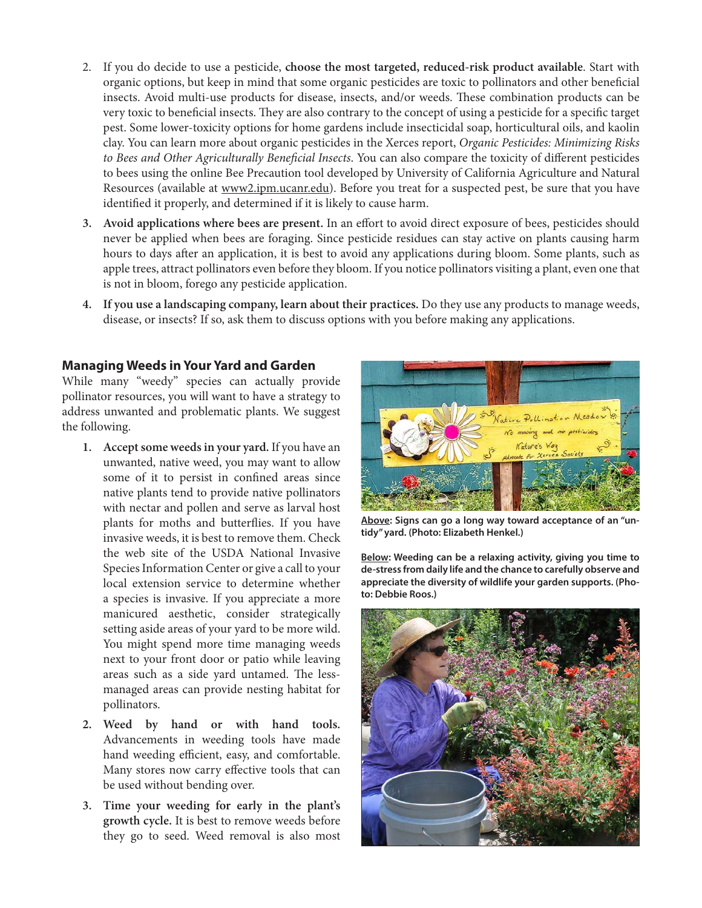2. If you do decide to use a pesticide, **choose the most targeted, reduced-risk product available**. Start with organic options, but keep in mind that some organic pesticides are toxic to pollinators and other beneficial insects. Avoid multi-use products for disease, insects, and/or weeds. These combination products can be very toxic to beneficial insects. They are also contrary to the concept of using a pesticide for a specific target pest. Some lower-toxicity options for home gardens include insecticidal soap, horticultural oils, and kaolin clay. You can learn more about organic pesticides in the Xerces report, *Organic Pesticides: Minimizing Risks to Bees and Other Agriculturally Beneficial Insects*. You can also compare the toxicity of different pesticides to bees using the online Bee Precaution tool developed by University of California Agriculture and Natural Resources (available at www2.ipm.ucanr.edu). Before you treat for a suspected pest, be sure that you have identified it properly, and determined if it is likely to cause harm.
3. **Avoid applications where bees are present.** In an effort to avoid direct exposure of bees, pesticides should never be applied when bees are foraging. Since pesticide residues can stay active on plants causing harm hours to days after an application, it is best to avoid any applications during bloom. Some plants, such as apple trees, attract pollinators even before they bloom. If you notice pollinators visiting a plant, even one that is not in bloom, forego any pesticide application.
4. **If you use a landscaping company, learn about their practices.** Do they use any products to manage weeds, disease, or insects? If so, ask them to discuss options with you before making any applications.

## Managing Weeds in Your Yard and Garden

While many "weedy" species can actually provide pollinator resources, you will want to have a strategy to address unwanted and problematic plants. We suggest the following.

1. **Accept some weeds in your yard.** If you have an unwanted, native weed, you may want to allow some of it to persist in confined areas since native plants tend to provide native pollinators with nectar and pollen and serve as larval host plants for moths and butterflies. If you have invasive weeds, it is best to remove them. Check the web site of the USDA National Invasive Species Information Center or give a call to your local extension service to determine whether a species is invasive. If you appreciate a more manicured aesthetic, consider strategically setting aside areas of your yard to be more wild. You might spend more time managing weeds next to your front door or patio while leaving areas such as a side yard untamed. The less-managed areas can provide nesting habitat for pollinators.
2. **Weed by hand or with hand tools.** Advancements in weeding tools have made hand weeding efficient, easy, and comfortable. Many stores now carry effective tools that can be used without bending over.
3. **Time your weeding for early in the plant's growth cycle.** It is best to remove weeds before they go to seed. Weed removal is also most

**Above: Signs can go a long way toward acceptance of an "untidy" yard. (Photo: Elizabeth Henkel.)**

**Below: Weeding can be a relaxing activity, giving you time to de-stress from daily life and the chance to carefully observe and appreciate the diversity of wildlife your garden supports. (Photo: Debbie Roos.)**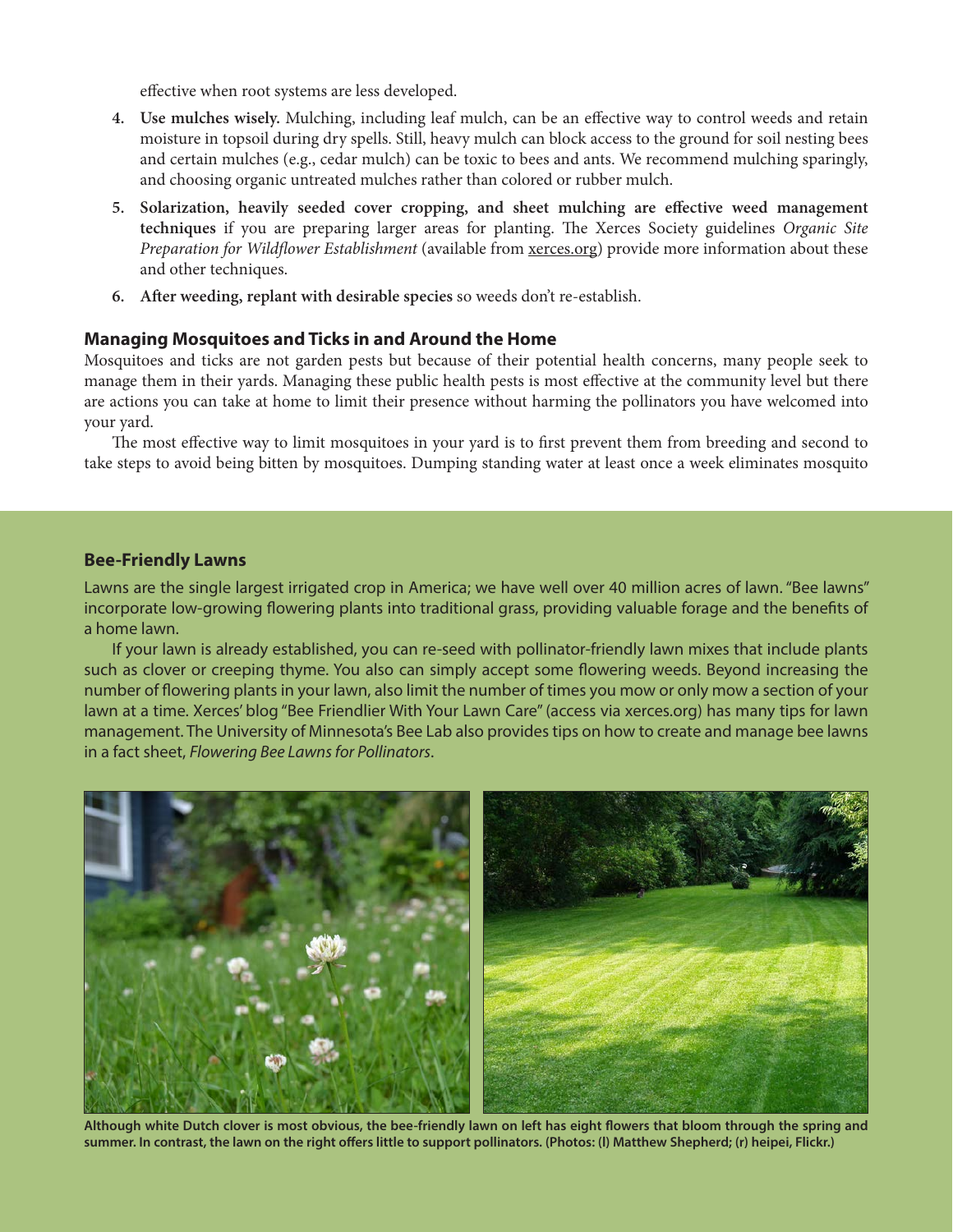effective when root systems are less developed.

4. **Use mulches wisely.** Mulching, including leaf mulch, can be an effective way to control weeds and retain moisture in topsoil during dry spells. Still, heavy mulch can block access to the ground for soil nesting bees and certain mulches (e.g., cedar mulch) can be toxic to bees and ants. We recommend mulching sparingly, and choosing organic untreated mulches rather than colored or rubber mulch.
5. **Solarization, heavily seeded cover cropping, and sheet mulching are effective weed management techniques** if you are preparing larger areas for planting. The Xerces Society guidelines *Organic Site Preparation for Wildflower Establishment* (available from xerces.org) provide more information about these and other techniques.
6. **After weeding, replant with desirable species** so weeds don't re-establish.

### Managing Mosquitoes and Ticks in and Around the Home

Mosquitoes and ticks are not garden pests but because of their potential health concerns, many people seek to manage them in their yards. Managing these public health pests is most effective at the community level but there are actions you can take at home to limit their presence without harming the pollinators you have welcomed into your yard.

The most effective way to limit mosquitoes in your yard is to first prevent them from breeding and second to take steps to avoid being bitten by mosquitoes. Dumping standing water at least once a week eliminates mosquito

### Bee-Friendly Lawns

Lawns are the single largest irrigated crop in America; we have well over 40 million acres of lawn. "Bee lawns" incorporate low-growing flowering plants into traditional grass, providing valuable forage and the benefits of a home lawn.

If your lawn is already established, you can re-seed with pollinator-friendly lawn mixes that include plants such as clover or creeping thyme. You also can simply accept some flowering weeds. Beyond increasing the number of flowering plants in your lawn, also limit the number of times you mow or only mow a section of your lawn at a time. Xerces' blog "Bee Friendlier With Your Lawn Care" (access via xerces.org) has many tips for lawn management. The University of Minnesota's Bee Lab also provides tips on how to create and manage bee lawns in a fact sheet, *Flowering Bee Lawns for Pollinators*.

**Although white Dutch clover is most obvious, the bee-friendly lawn on left has eight flowers that bloom through the spring and summer. In contrast, the lawn on the right offers little to support pollinators. (Photos: (l) Matthew Shepherd; (r) heipei, Flickr.)**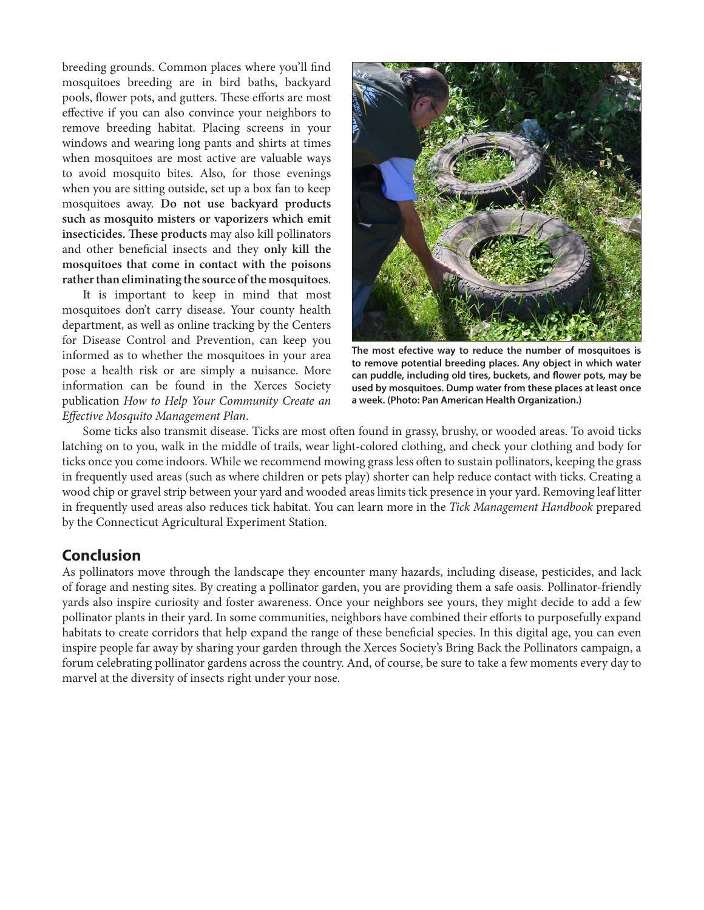breeding grounds. Common places where you'll find mosquitoes breeding are in bird baths, backyard pools, flower pots, and gutters. These efforts are most effective if you can also convince your neighbors to remove breeding habitat. Placing screens in your windows and wearing long pants and shirts at times when mosquitoes are most active are valuable ways to avoid mosquito bites. Also, for those evenings when you are sitting outside, set up a box fan to keep mosquitoes away. **Do not use backyard products such as mosquito misters or vaporizers which emit insecticides. These products** may also kill pollinators and other beneficial insects and they **only kill the mosquitoes that come in contact with the poisons rather than eliminating the source of the mosquitoes**.

It is important to keep in mind that most mosquitoes don't carry disease. Your county health department, as well as online tracking by the Centers for Disease Control and Prevention, can keep you informed as to whether the mosquitoes in your area pose a health risk or are simply a nuisance. More information can be found in the Xerces Society publication *How to Help Your Community Create an Effective Mosquito Management Plan*.

**The most efective way to reduce the number of mosquitoes is to remove potential breeding places. Any object in which water can puddle, including old tires, buckets, and flower pots, may be used by mosquitoes. Dump water from these places at least once a week. (Photo: Pan American Health Organization.)**

Some ticks also transmit disease. Ticks are most often found in grassy, brushy, or wooded areas. To avoid ticks latching on to you, walk in the middle of trails, wear light-colored clothing, and check your clothing and body for ticks once you come indoors. While we recommend mowing grass less often to sustain pollinators, keeping the grass in frequently used areas (such as where children or pets play) shorter can help reduce contact with ticks. Creating a wood chip or gravel strip between your yard and wooded areas limits tick presence in your yard. Removing leaf litter in frequently used areas also reduces tick habitat. You can learn more in the *Tick Management Handbook* prepared by the Connecticut Agricultural Experiment Station.

## Conclusion

As pollinators move through the landscape they encounter many hazards, including disease, pesticides, and lack of forage and nesting sites. By creating a pollinator garden, you are providing them a safe oasis. Pollinator-friendly yards also inspire curiosity and foster awareness. Once your neighbors see yours, they might decide to add a few pollinator plants in their yard. In some communities, neighbors have combined their efforts to purposefully expand habitats to create corridors that help expand the range of these beneficial species. In this digital age, you can even inspire people far away by sharing your garden through the Xerces Society's Bring Back the Pollinators campaign, a forum celebrating pollinator gardens across the country. And, of course, be sure to take a few moments every day to marvel at the diversity of insects right under your nose.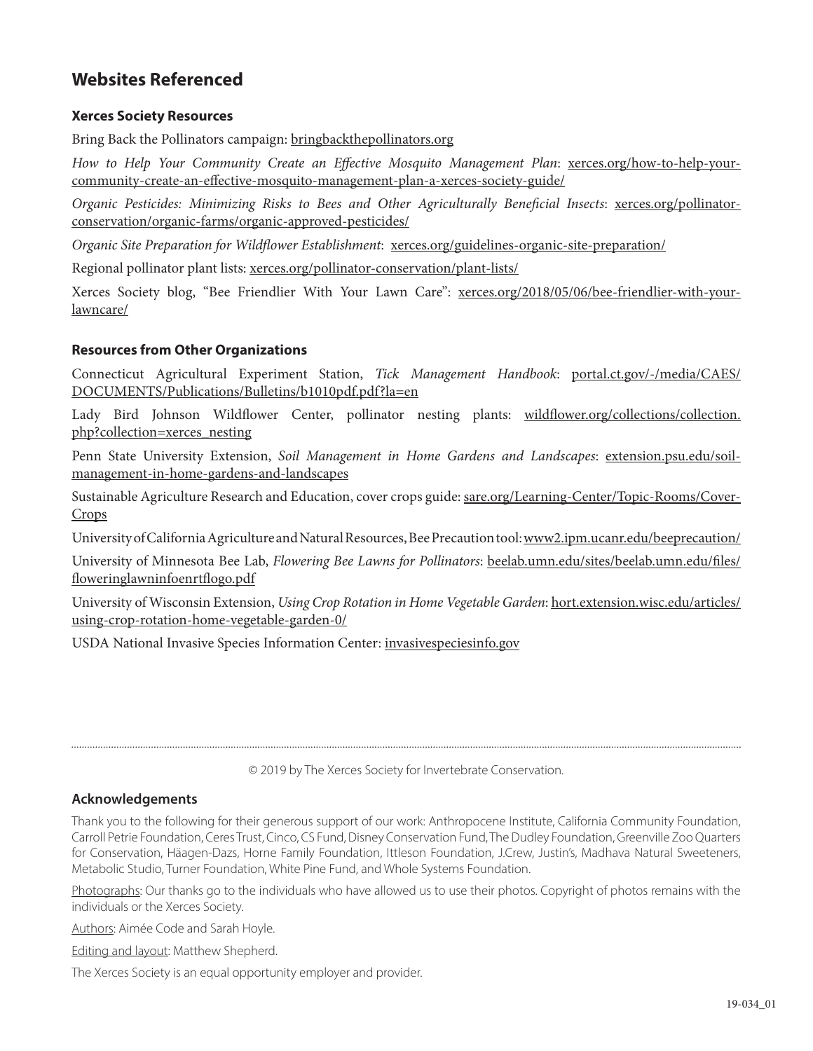## Websites Referenced

### Xerces Society Resources

Bring Back the Pollinators campaign: bringbackthepollinators.org

*How to Help Your Community Create an Effective Mosquito Management Plan*: xerces.org/how-to-help-your-community-create-an-effective-mosquito-management-plan-a-xerces-society-guide/

*Organic Pesticides: Minimizing Risks to Bees and Other Agriculturally Beneficial Insects*: xerces.org/pollinator-conservation/organic-farms/organic-approved-pesticides/

*Organic Site Preparation for Wildflower Establishment*: xerces.org/guidelines-organic-site-preparation/

Regional pollinator plant lists: xerces.org/pollinator-conservation/plant-lists/

Xerces Society blog, "Bee Friendlier With Your Lawn Care": xerces.org/2018/05/06/bee-friendlier-with-your-lawncare/

### Resources from Other Organizations

Connecticut Agricultural Experiment Station, *Tick Management Handbook*: portal.ct.gov/-/media/CAES/DOCUMENTS/Publications/Bulletins/b1010pdf.pdf?la=en

Lady Bird Johnson Wildflower Center, pollinator nesting plants: wildflower.org/collections/collection.php?collection=xerces_nesting

Penn State University Extension, *Soil Management in Home Gardens and Landscapes*: extension.psu.edu/soil-management-in-home-gardens-and-landscapes

Sustainable Agriculture Research and Education, cover crops guide: sare.org/Learning-Center/Topic-Rooms/Cover-Crops

University of California Agriculture and Natural Resources, Bee Precaution tool: www2.ipm.ucanr.edu/beeprecaution/

University of Minnesota Bee Lab, *Flowering Bee Lawns for Pollinators*: beelab.umn.edu/sites/beelab.umn.edu/files/floweringlawninfoenrtflogo.pdf

University of Wisconsin Extension, *Using Crop Rotation in Home Vegetable Garden*: hort.extension.wisc.edu/articles/using-crop-rotation-home-vegetable-garden-0/

USDA National Invasive Species Information Center: invasivespeciesinfo.gov

---

© 2019 by The Xerces Society for Invertebrate Conservation.

### Acknowledgements

Thank you to the following for their generous support of our work: Anthropocene Institute, California Community Foundation, Carroll Petrie Foundation, Ceres Trust, Cinco, CS Fund, Disney Conservation Fund, The Dudley Foundation, Greenville Zoo Quarters for Conservation, Häagen-Dazs, Horne Family Foundation, Ittleson Foundation, J.Crew, Justin's, Madhava Natural Sweeteners, Metabolic Studio, Turner Foundation, White Pine Fund, and Whole Systems Foundation.

Photographs: Our thanks go to the individuals who have allowed us to use their photos. Copyright of photos remains with the individuals or the Xerces Society.

Authors: Aimée Code and Sarah Hoyle.

Editing and layout: Matthew Shepherd.

The Xerces Society is an equal opportunity employer and provider.

19-034_01